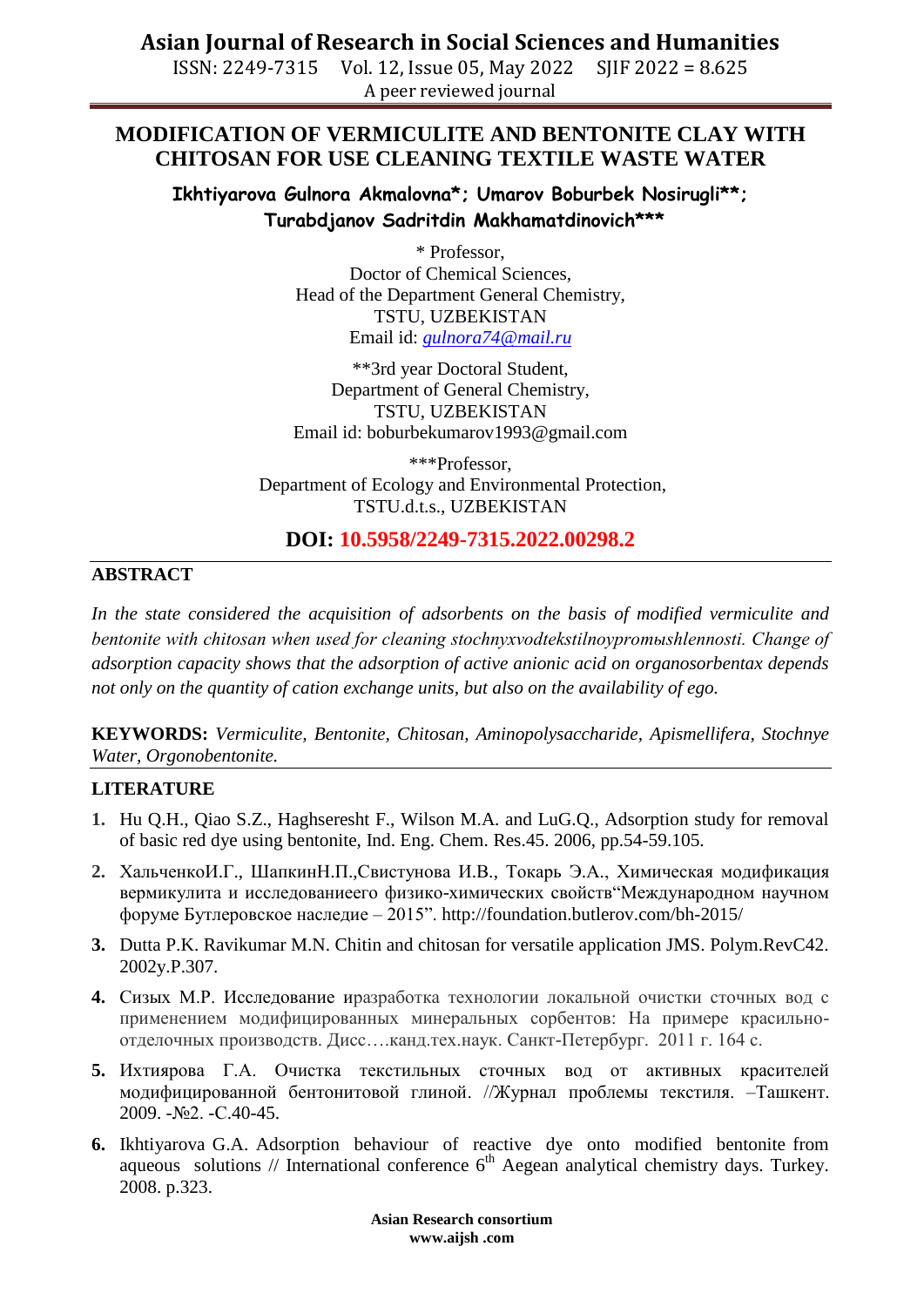# MODIFICATION OF VERMICULITE AND BENTONITE CLAY WITH CHITOSAN FOR USE CLEANING TEXTILE WASTE WATER

**Ikhtiyarova Gulnora Akmalovna*; Umarov Boburbek Nosirugli**; Turabdjanov Sadritdin Makhamatdinovich*****

\* Professor,
Doctor of Chemical Sciences,
Head of the Department General Chemistry,
TSTU, UZBEKISTAN
Email id: gulnora74@mail.ru

\*\*3rd year Doctoral Student,
Department of General Chemistry,
TSTU, UZBEKISTAN
Email id: boburbekumarov1993@gmail.com

\*\*\*Professor,
Department of Ecology and Environmental Protection,
TSTU.d.t.s., UZBEKISTAN

**DOI: 10.5958/2249-7315.2022.00298.2**

## ABSTRACT

*In the state considered the acquisition of adsorbents on the basis of modified vermiculite and bentonite with chitosan when used for cleaning stochnyxvodtekstilnoypromыshlennosti. Change of adsorption capacity shows that the adsorption of active anionic acid on organosorbentax depends not only on the quantity of cation exchange units, but also on the availability of ego.*

**KEYWORDS:** *Vermiculite, Bentonite, Chitosan, Aminopolysaccharide, Apismellifera, Stochnye Water, Orgonobentonite.*

## LITERATURE

1. Hu Q.H., Qiao S.Z., Haghseresht F., Wilson M.A. and LuG.Q., Adsorption study for removal of basic red dye using bentonite, Ind. Eng. Chem. Res.45. 2006, pp.54-59.105.
2. ХальченкоИ.Г., ШапкинН.П.,Свистунова И.В., Токарь Э.А., Химическая модификация вермикулита и исследованиеего физико-химических свойств“Международном научном форуме Бутлеровское наследие – 2015”. http://foundation.butlerov.com/bh-2015/
3. Dutta P.K. Ravikumar M.N. Chitin and chitosan for versatile application JMS. Polym.RevC42. 2002y.P.307.
4. Сизых М.Р. Исследование иразработка технологии локальной очистки сточных вод с применением модифицированных минеральных сорбентов: На примере красильно-отделочных производств. Дисс….канд.тех.наук. Санкт-Петербург. 2011 г. 164 с.
5. Ихтиярова Г.А. Очистка текстильных сточных вод от активных красителей модифицированной бентонитовой глиной. //Журнал проблемы текстиля. –Ташкент. 2009. -№2. -С.40-45.
6. Ikhtiyarova G.A. Adsorption behaviour of reactive dye onto modified bentonite from aqueous solutions // International conference 6th Aegean analytical chemistry days. Turkey. 2008. p.323.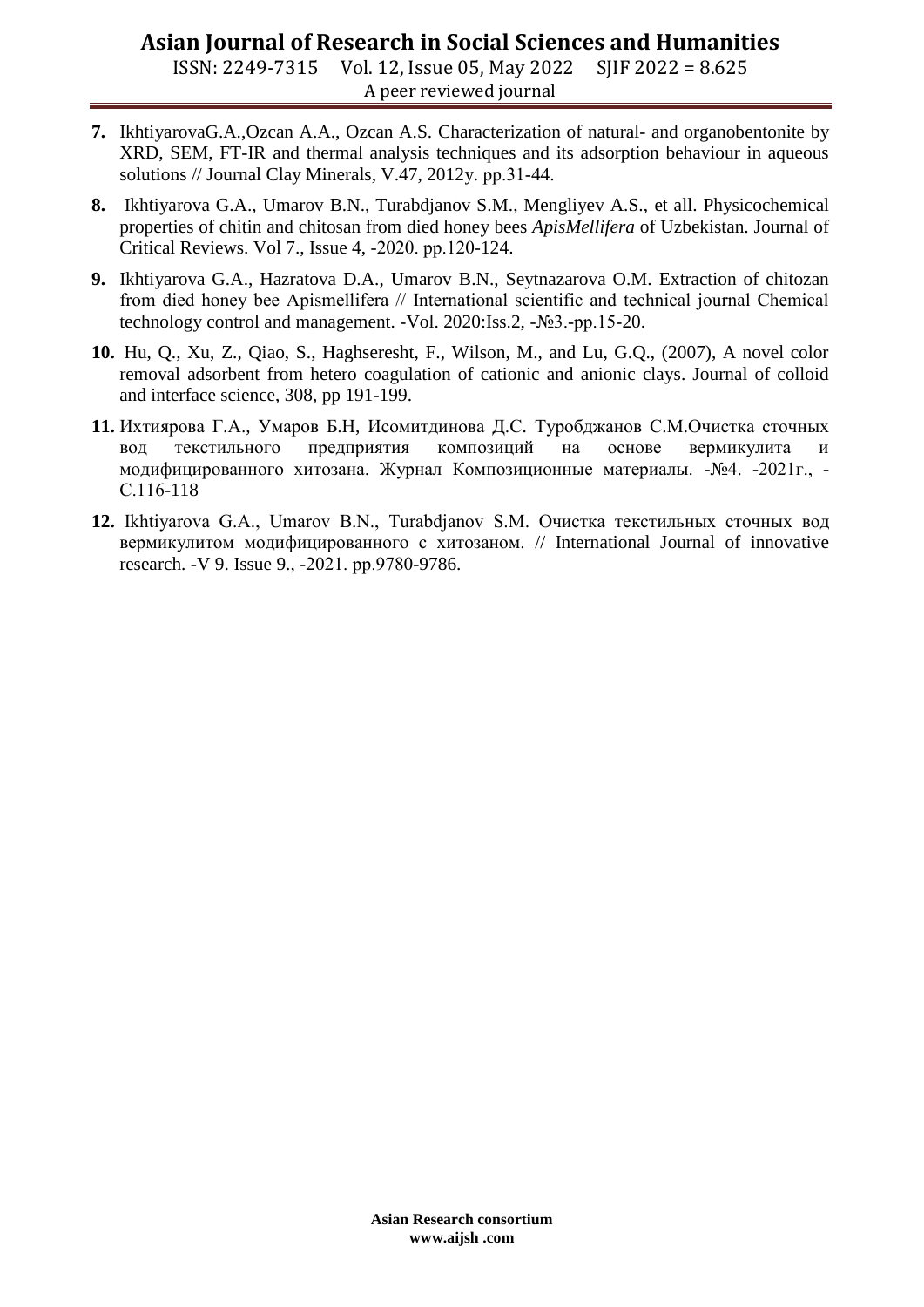7. IkhtiyarovaG.A.,Ozcan A.A., Ozcan A.S. Characterization of natural- and organobentonite by XRD, SEM, FT-IR and thermal analysis techniques and its adsorption behaviour in aqueous solutions // Journal Clay Minerals, V.47, 2012y. pp.31-44.

8. Ikhtiyarova G.A., Umarov B.N., Turabdjanov S.M., Mengliyev A.S., et all. Physicochemical properties of chitin and chitosan from died honey bees *ApisMellifera* of Uzbekistan. Journal of Critical Reviews. Vol 7., Issue 4, -2020. pp.120-124.

9. Ikhtiyarova G.A., Hazratova D.A., Umarov B.N., Seytnazarova O.M. Extraction of chitozan from died honey bee Apismellifera // International scientific and technical journal Chemical technology control and management. -Vol. 2020:Iss.2, -№3.-pp.15-20.

10. Hu, Q., Xu, Z., Qiao, S., Haghseresht, F., Wilson, M., and Lu, G.Q., (2007), A novel color removal adsorbent from hetero coagulation of cationic and anionic clays. Journal of colloid and interface science, 308, pp 191-199.

11. Ихтиярова Г.А., Умаров Б.Н, Исомитдинова Д.С. Туробджанов С.М.Очистка сточных вод текстильного предприятия композиций на основе вермикулита и модифицированного хитозана. Журнал Композиционные материалы. -№4. -2021г., -С.116-118

12. Ikhtiyarova G.A., Umarov B.N., Turabdjanov S.M. Очистка текстильных сточных вод вермикулитом модифицированного с хитозаном. // International Journal of innovative research. -V 9. Issue 9., -2021. pp.9780-9786.